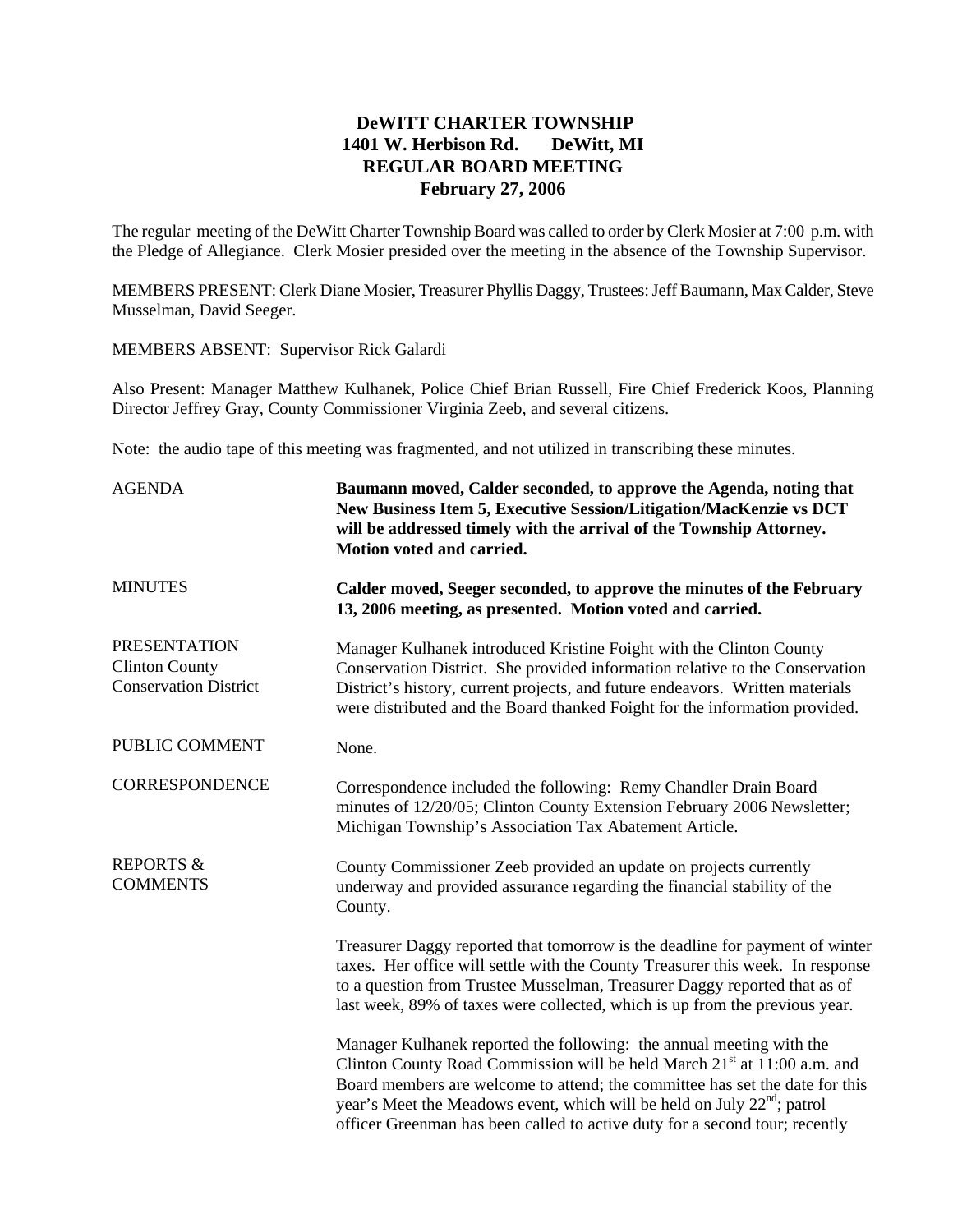# DeWITT CHARTER TOWNSHIP
## 1401 W. Herbison Rd. DeWitt, MI
## REGULAR BOARD MEETING
## February 27, 2006

The regular meeting of the DeWitt Charter Township Board was called to order by Clerk Mosier at 7:00 p.m. with the Pledge of Allegiance. Clerk Mosier presided over the meeting in the absence of the Township Supervisor.

MEMBERS PRESENT: Clerk Diane Mosier, Treasurer Phyllis Daggy, Trustees: Jeff Baumann, Max Calder, Steve Musselman, David Seeger.

MEMBERS ABSENT: Supervisor Rick Galardi

Also Present: Manager Matthew Kulhanek, Police Chief Brian Russell, Fire Chief Frederick Koos, Planning Director Jeffrey Gray, County Commissioner Virginia Zeeb, and several citizens.

Note: the audio tape of this meeting was fragmented, and not utilized in transcribing these minutes.

AGENDA

**Baumann moved, Calder seconded, to approve the Agenda, noting that New Business Item 5, Executive Session/Litigation/MacKenzie vs DCT will be addressed timely with the arrival of the Township Attorney. Motion voted and carried.**

MINUTES

**Calder moved, Seeger seconded, to approve the minutes of the February 13, 2006 meeting, as presented. Motion voted and carried.**

PRESENTATION
Clinton County
Conservation District

Manager Kulhanek introduced Kristine Foight with the Clinton County Conservation District. She provided information relative to the Conservation District's history, current projects, and future endeavors. Written materials were distributed and the Board thanked Foight for the information provided.

PUBLIC COMMENT

None.

CORRESPONDENCE

Correspondence included the following: Remy Chandler Drain Board minutes of 12/20/05; Clinton County Extension February 2006 Newsletter; Michigan Township's Association Tax Abatement Article.

REPORTS & COMMENTS

County Commissioner Zeeb provided an update on projects currently underway and provided assurance regarding the financial stability of the County.

Treasurer Daggy reported that tomorrow is the deadline for payment of winter taxes. Her office will settle with the County Treasurer this week. In response to a question from Trustee Musselman, Treasurer Daggy reported that as of last week, 89% of taxes were collected, which is up from the previous year.

Manager Kulhanek reported the following: the annual meeting with the Clinton County Road Commission will be held March 21st at 11:00 a.m. and Board members are welcome to attend; the committee has set the date for this year's Meet the Meadows event, which will be held on July 22nd; patrol officer Greenman has been called to active duty for a second tour; recently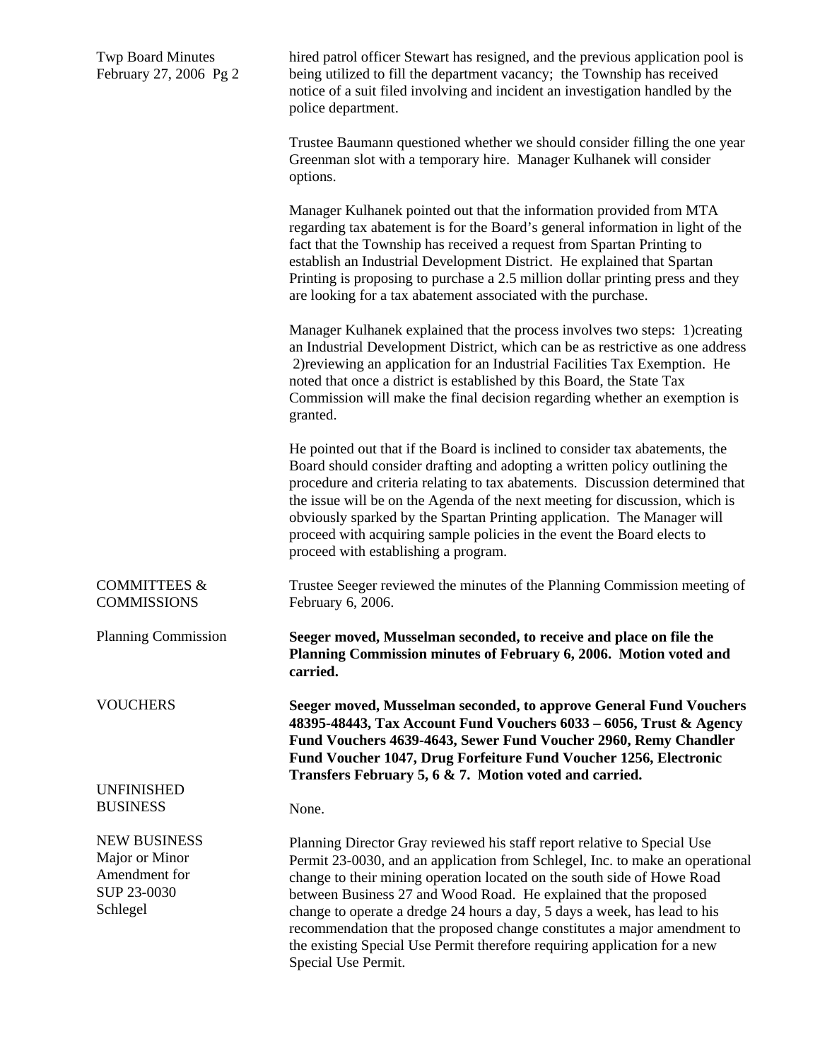hired patrol officer Stewart has resigned, and the previous application pool is being utilized to fill the department vacancy; the Township has received notice of a suit filed involving and incident an investigation handled by the police department.

Trustee Baumann questioned whether we should consider filling the one year Greenman slot with a temporary hire. Manager Kulhanek will consider options.

Manager Kulhanek pointed out that the information provided from MTA regarding tax abatement is for the Board's general information in light of the fact that the Township has received a request from Spartan Printing to establish an Industrial Development District. He explained that Spartan Printing is proposing to purchase a 2.5 million dollar printing press and they are looking for a tax abatement associated with the purchase.

Manager Kulhanek explained that the process involves two steps: 1)creating an Industrial Development District, which can be as restrictive as one address 2)reviewing an application for an Industrial Facilities Tax Exemption. He noted that once a district is established by this Board, the State Tax Commission will make the final decision regarding whether an exemption is granted.

He pointed out that if the Board is inclined to consider tax abatements, the Board should consider drafting and adopting a written policy outlining the procedure and criteria relating to tax abatements. Discussion determined that the issue will be on the Agenda of the next meeting for discussion, which is obviously sparked by the Spartan Printing application. The Manager will proceed with acquiring sample policies in the event the Board elects to proceed with establishing a program.

## COMMITTEES & COMMISSIONS

Trustee Seeger reviewed the minutes of the Planning Commission meeting of February 6, 2006.

### Planning Commission

**Seeger moved, Musselman seconded, to receive and place on file the Planning Commission minutes of February 6, 2006. Motion voted and carried.**

## VOUCHERS

**Seeger moved, Musselman seconded, to approve General Fund Vouchers 48395-48443, Tax Account Fund Vouchers 6033 – 6056, Trust & Agency Fund Vouchers 4639-4643, Sewer Fund Voucher 2960, Remy Chandler Fund Voucher 1047, Drug Forfeiture Fund Voucher 1256, Electronic Transfers February 5, 6 & 7. Motion voted and carried.**

## UNFINISHED BUSINESS

None.

## NEW BUSINESS

### Major or Minor Amendment for SUP 23-0030 Schlegel

Planning Director Gray reviewed his staff report relative to Special Use Permit 23-0030, and an application from Schlegel, Inc. to make an operational change to their mining operation located on the south side of Howe Road between Business 27 and Wood Road. He explained that the proposed change to operate a dredge 24 hours a day, 5 days a week, has lead to his recommendation that the proposed change constitutes a major amendment to the existing Special Use Permit therefore requiring application for a new Special Use Permit.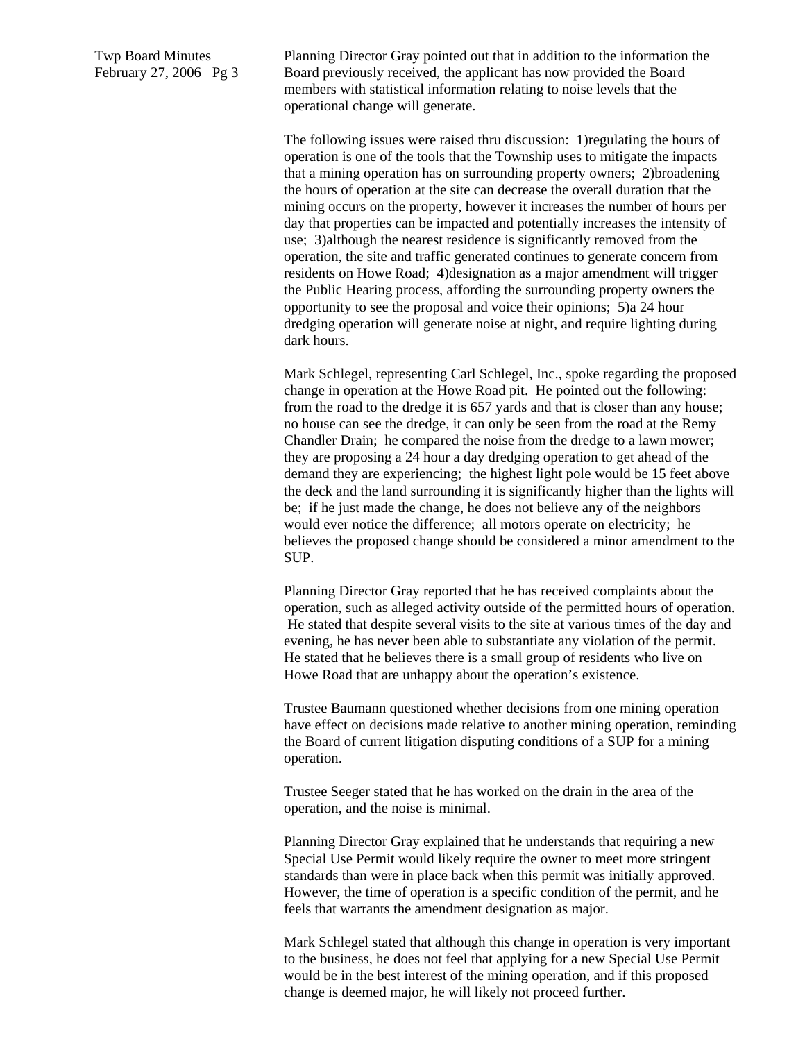Planning Director Gray pointed out that in addition to the information the Board previously received, the applicant has now provided the Board members with statistical information relating to noise levels that the operational change will generate.

The following issues were raised thru discussion: 1)regulating the hours of operation is one of the tools that the Township uses to mitigate the impacts that a mining operation has on surrounding property owners; 2)broadening the hours of operation at the site can decrease the overall duration that the mining occurs on the property, however it increases the number of hours per day that properties can be impacted and potentially increases the intensity of use; 3)although the nearest residence is significantly removed from the operation, the site and traffic generated continues to generate concern from residents on Howe Road; 4)designation as a major amendment will trigger the Public Hearing process, affording the surrounding property owners the opportunity to see the proposal and voice their opinions; 5)a 24 hour dredging operation will generate noise at night, and require lighting during dark hours.

Mark Schlegel, representing Carl Schlegel, Inc., spoke regarding the proposed change in operation at the Howe Road pit. He pointed out the following: from the road to the dredge it is 657 yards and that is closer than any house; no house can see the dredge, it can only be seen from the road at the Remy Chandler Drain; he compared the noise from the dredge to a lawn mower; they are proposing a 24 hour a day dredging operation to get ahead of the demand they are experiencing; the highest light pole would be 15 feet above the deck and the land surrounding it is significantly higher than the lights will be; if he just made the change, he does not believe any of the neighbors would ever notice the difference; all motors operate on electricity; he believes the proposed change should be considered a minor amendment to the SUP.

Planning Director Gray reported that he has received complaints about the operation, such as alleged activity outside of the permitted hours of operation. He stated that despite several visits to the site at various times of the day and evening, he has never been able to substantiate any violation of the permit. He stated that he believes there is a small group of residents who live on Howe Road that are unhappy about the operation's existence.

Trustee Baumann questioned whether decisions from one mining operation have effect on decisions made relative to another mining operation, reminding the Board of current litigation disputing conditions of a SUP for a mining operation.

Trustee Seeger stated that he has worked on the drain in the area of the operation, and the noise is minimal.

Planning Director Gray explained that he understands that requiring a new Special Use Permit would likely require the owner to meet more stringent standards than were in place back when this permit was initially approved. However, the time of operation is a specific condition of the permit, and he feels that warrants the amendment designation as major.

Mark Schlegel stated that although this change in operation is very important to the business, he does not feel that applying for a new Special Use Permit would be in the best interest of the mining operation, and if this proposed change is deemed major, he will likely not proceed further.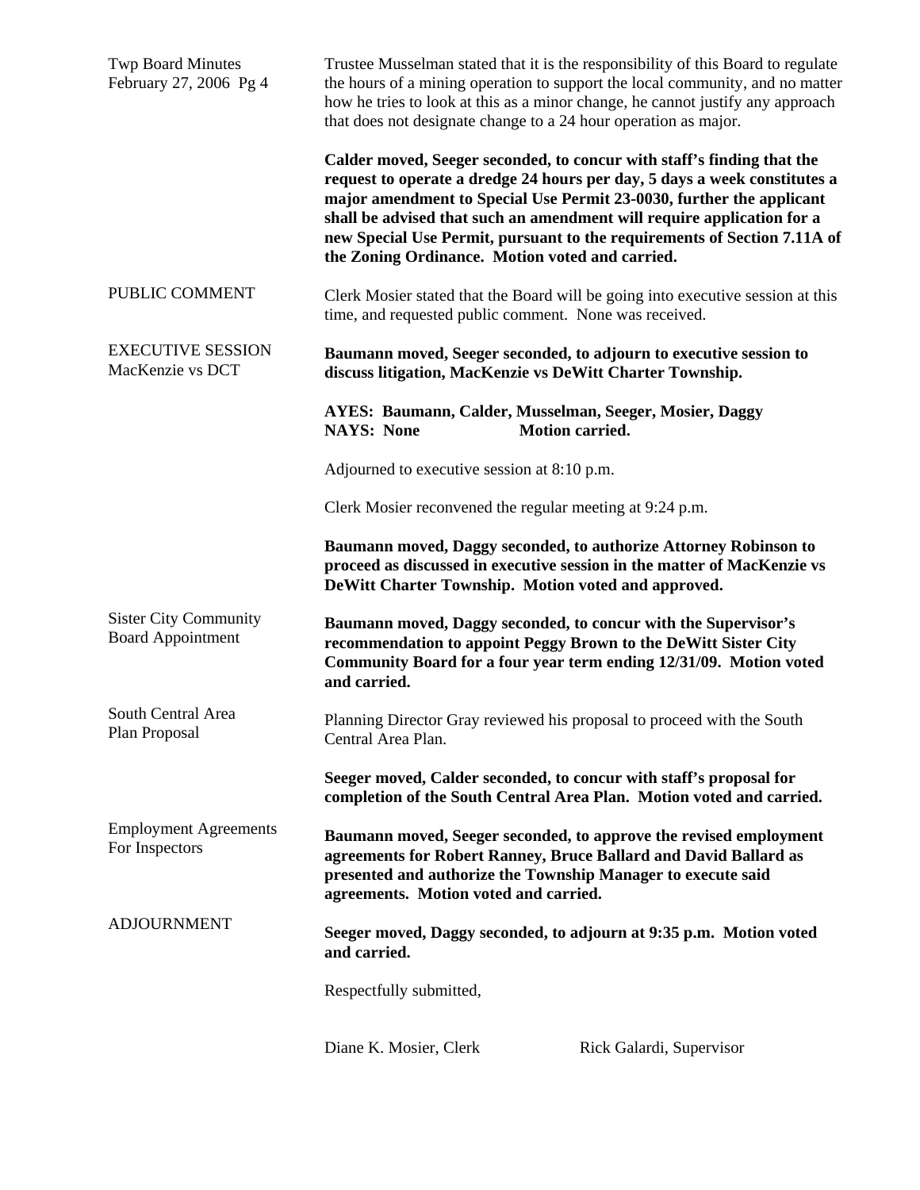Trustee Musselman stated that it is the responsibility of this Board to regulate the hours of a mining operation to support the local community, and no matter how he tries to look at this as a minor change, he cannot justify any approach that does not designate change to a 24 hour operation as major.

**Calder moved, Seeger seconded, to concur with staff's finding that the request to operate a dredge 24 hours per day, 5 days a week constitutes a major amendment to Special Use Permit 23-0030, further the applicant shall be advised that such an amendment will require application for a new Special Use Permit, pursuant to the requirements of Section 7.11A of the Zoning Ordinance. Motion voted and carried.**

PUBLIC COMMENT

Clerk Mosier stated that the Board will be going into executive session at this time, and requested public comment. None was received.

EXECUTIVE SESSION
MacKenzie vs DCT

**Baumann moved, Seeger seconded, to adjourn to executive session to discuss litigation, MacKenzie vs DeWitt Charter Township.**

**AYES: Baumann, Calder, Musselman, Seeger, Mosier, Daggy**
**NAYS: None Motion carried.**

Adjourned to executive session at 8:10 p.m.

Clerk Mosier reconvened the regular meeting at 9:24 p.m.

**Baumann moved, Daggy seconded, to authorize Attorney Robinson to proceed as discussed in executive session in the matter of MacKenzie vs DeWitt Charter Township. Motion voted and approved.**

Sister City Community
Board Appointment

**Baumann moved, Daggy seconded, to concur with the Supervisor's recommendation to appoint Peggy Brown to the DeWitt Sister City Community Board for a four year term ending 12/31/09. Motion voted and carried.**

South Central Area
Plan Proposal

Planning Director Gray reviewed his proposal to proceed with the South Central Area Plan.

**Seeger moved, Calder seconded, to concur with staff's proposal for completion of the South Central Area Plan. Motion voted and carried.**

Employment Agreements
For Inspectors

**Baumann moved, Seeger seconded, to approve the revised employment agreements for Robert Ranney, Bruce Ballard and David Ballard as presented and authorize the Township Manager to execute said agreements. Motion voted and carried.**

ADJOURNMENT

**Seeger moved, Daggy seconded, to adjourn at 9:35 p.m. Motion voted and carried.**

Respectfully submitted,

Diane K. Mosier, Clerk

Rick Galardi, Supervisor